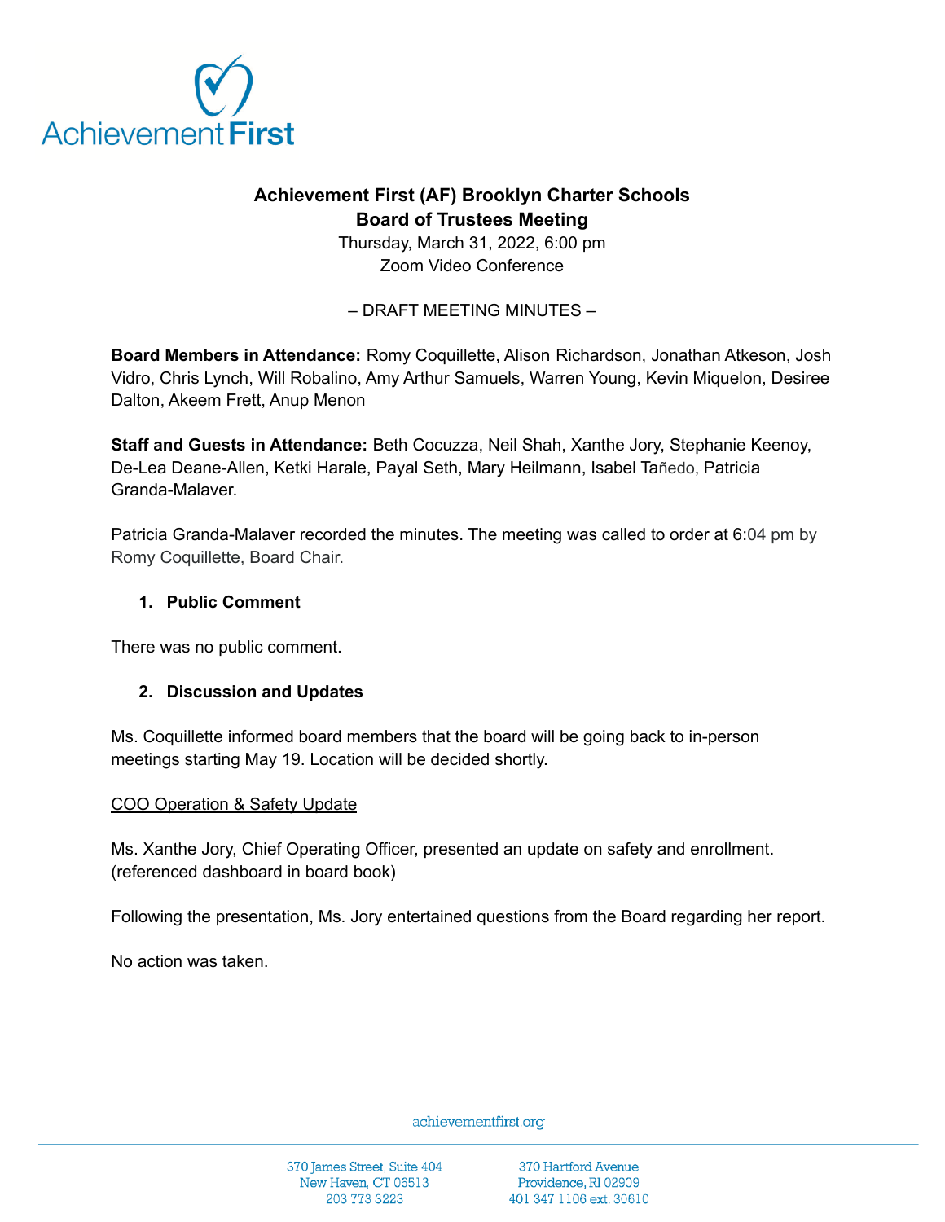# Achievement First (AF) Brooklyn Charter Schools
## Board of Trustees Meeting

Thursday, March 31, 2022, 6:00 pm
Zoom Video Conference

– DRAFT MEETING MINUTES –

**Board Members in Attendance:** Romy Coquillette, Alison Richardson, Jonathan Atkeson, Josh Vidro, Chris Lynch, Will Robalino, Amy Arthur Samuels, Warren Young, Kevin Miquelon, Desiree Dalton, Akeem Frett, Anup Menon

**Staff and Guests in Attendance:** Beth Cocuzza, Neil Shah, Xanthe Jory, Stephanie Keenoy, De-Lea Deane-Allen, Ketki Harale, Payal Seth, Mary Heilmann, Isabel Tañedo, Patricia Granda-Malaver.

Patricia Granda-Malaver recorded the minutes. The meeting was called to order at 6:04 pm by Romy Coquillette, Board Chair.

1. **Public Comment**

There was no public comment.

2. **Discussion and Updates**

Ms. Coquillette informed board members that the board will be going back to in-person meetings starting May 19. Location will be decided shortly.

COO Operation & Safety Update

Ms. Xanthe Jory, Chief Operating Officer, presented an update on safety and enrollment. (referenced dashboard in board book)

Following the presentation, Ms. Jory entertained questions from the Board regarding her report.

No action was taken.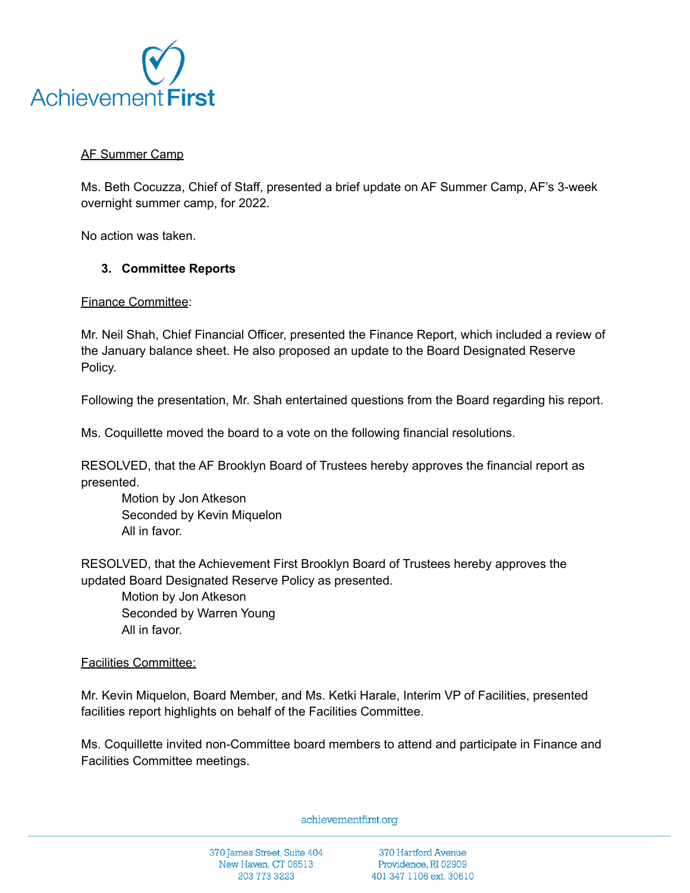AF Summer Camp

Ms. Beth Cocuzza, Chief of Staff, presented a brief update on AF Summer Camp, AF's 3-week overnight summer camp, for 2022.

No action was taken.

### 3. Committee Reports

Finance Committee:

Mr. Neil Shah, Chief Financial Officer, presented the Finance Report, which included a review of the January balance sheet. He also proposed an update to the Board Designated Reserve Policy.

Following the presentation, Mr. Shah entertained questions from the Board regarding his report.

Ms. Coquillette moved the board to a vote on the following financial resolutions.

RESOLVED, that the AF Brooklyn Board of Trustees hereby approves the financial report as presented.

Motion by Jon Atkeson
Seconded by Kevin Miquelon
All in favor.

RESOLVED, that the Achievement First Brooklyn Board of Trustees hereby approves the updated Board Designated Reserve Policy as presented.

Motion by Jon Atkeson
Seconded by Warren Young
All in favor.

Facilities Committee:

Mr. Kevin Miquelon, Board Member, and Ms. Ketki Harale, Interim VP of Facilities, presented facilities report highlights on behalf of the Facilities Committee.

Ms. Coquillette invited non-Committee board members to attend and participate in Finance and Facilities Committee meetings.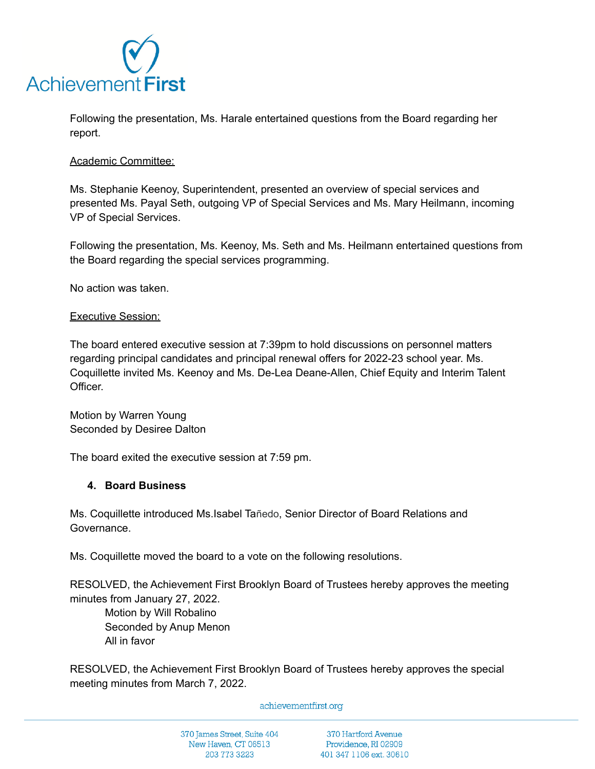Following the presentation, Ms. Harale entertained questions from the Board regarding her report.

<u>Academic Committee:</u>

Ms. Stephanie Keenoy, Superintendent, presented an overview of special services and presented Ms. Payal Seth, outgoing VP of Special Services and Ms. Mary Heilmann, incoming VP of Special Services.

Following the presentation, Ms. Keenoy, Ms. Seth and Ms. Heilmann entertained questions from the Board regarding the special services programming.

No action was taken.

<u>Executive Session:</u>

The board entered executive session at 7:39pm to hold discussions on personnel matters regarding principal candidates and principal renewal offers for 2022-23 school year. Ms. Coquillette invited Ms. Keenoy and Ms. De-Lea Deane-Allen, Chief Equity and Interim Talent Officer.

Motion by Warren Young
Seconded by Desiree Dalton

The board exited the executive session at 7:59 pm.

4. **Board Business**

Ms. Coquillette introduced Ms.Isabel Tañedo, Senior Director of Board Relations and Governance.

Ms. Coquillette moved the board to a vote on the following resolutions.

RESOLVED, the Achievement First Brooklyn Board of Trustees hereby approves the meeting minutes from January 27, 2022.

> Motion by Will Robalino
> Seconded by Anup Menon
> All in favor

RESOLVED, the Achievement First Brooklyn Board of Trustees hereby approves the special meeting minutes from March 7, 2022.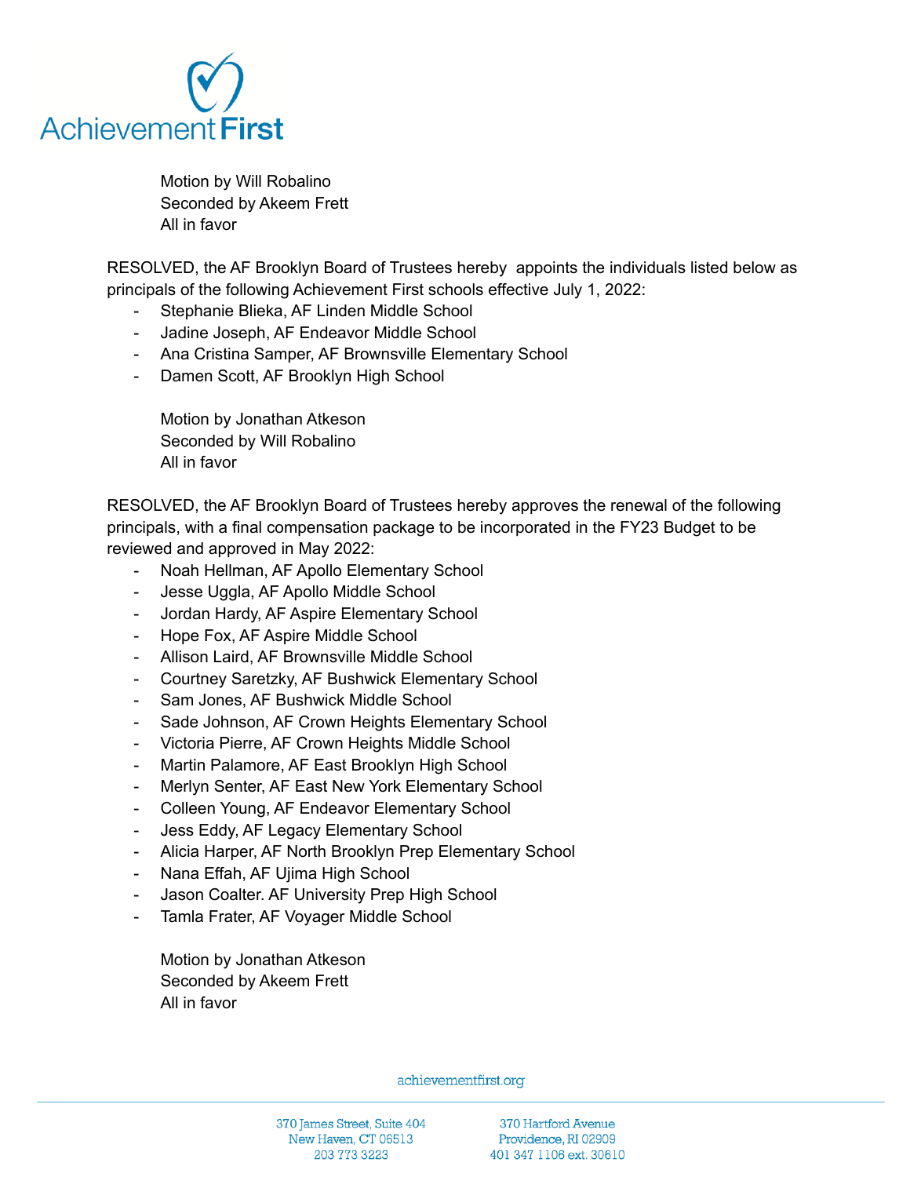Motion by Will Robalino
Seconded by Akeem Frett
All in favor

RESOLVED, the AF Brooklyn Board of Trustees hereby appoints the individuals listed below as principals of the following Achievement First schools effective July 1, 2022:

- Stephanie Blieka, AF Linden Middle School
- Jadine Joseph, AF Endeavor Middle School
- Ana Cristina Samper, AF Brownsville Elementary School
- Damen Scott, AF Brooklyn High School

Motion by Jonathan Atkeson
Seconded by Will Robalino
All in favor

RESOLVED, the AF Brooklyn Board of Trustees hereby approves the renewal of the following principals, with a final compensation package to be incorporated in the FY23 Budget to be reviewed and approved in May 2022:

- Noah Hellman, AF Apollo Elementary School
- Jesse Uggla, AF Apollo Middle School
- Jordan Hardy, AF Aspire Elementary School
- Hope Fox, AF Aspire Middle School
- Allison Laird, AF Brownsville Middle School
- Courtney Saretzky, AF Bushwick Elementary School
- Sam Jones, AF Bushwick Middle School
- Sade Johnson, AF Crown Heights Elementary School
- Victoria Pierre, AF Crown Heights Middle School
- Martin Palamore, AF East Brooklyn High School
- Merlyn Senter, AF East New York Elementary School
- Colleen Young, AF Endeavor Elementary School
- Jess Eddy, AF Legacy Elementary School
- Alicia Harper, AF North Brooklyn Prep Elementary School
- Nana Effah, AF Ujima High School
- Jason Coalter. AF University Prep High School
- Tamla Frater, AF Voyager Middle School

Motion by Jonathan Atkeson
Seconded by Akeem Frett
All in favor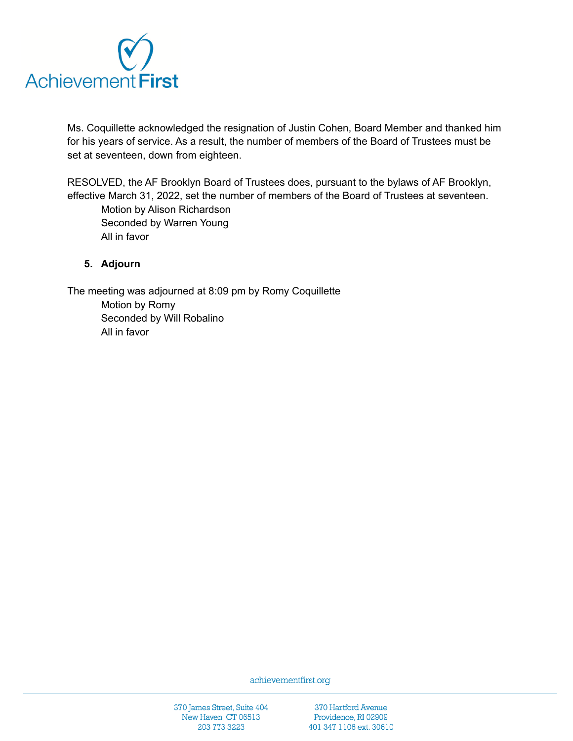Ms. Coquillette acknowledged the resignation of Justin Cohen, Board Member and thanked him for his years of service. As a result, the number of members of the Board of Trustees must be set at seventeen, down from eighteen.

RESOLVED, the AF Brooklyn Board of Trustees does, pursuant to the bylaws of AF Brooklyn, effective March 31, 2022, set the number of members of the Board of Trustees at seventeen.

Motion by Alison Richardson
Seconded by Warren Young
All in favor

5. **Adjourn**

The meeting was adjourned at 8:09 pm by Romy Coquillette

Motion by Romy
Seconded by Will Robalino
All in favor